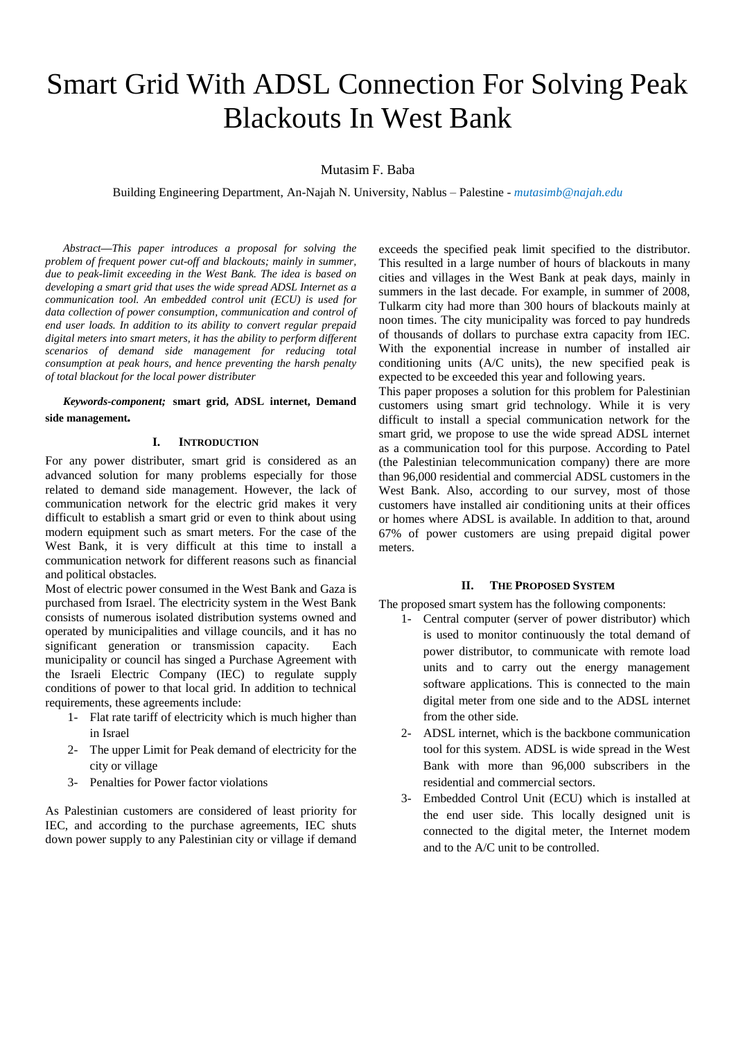# Smart Grid With ADSL Connection For Solving Peak Blackouts In West Bank

Mutasim F. Baba

Building Engineering Department, An-Najah N. University, Nablus – Palestine - *mutasimb@najah.edu*

*Abstract*—*This paper introduces a proposal for solving the problem of frequent power cut-off and blackouts; mainly in summer, due to peak-limit exceeding in the West Bank. The idea is based on developing a smart grid that uses the wide spread ADSL Internet as a communication tool. An embedded control unit (ECU) is used for data collection of power consumption, communication and control of end user loads. In addition to its ability to convert regular prepaid digital meters into smart meters, it has the ability to perform different scenarios of demand side management for reducing total consumption at peak hours, and hence preventing the harsh penalty of total blackout for the local power distributer*

***Keywords-component;*** **smart grid, ADSL internet, Demand side management.**

## I. Introduction

For any power distributer, smart grid is considered as an advanced solution for many problems especially for those related to demand side management. However, the lack of communication network for the electric grid makes it very difficult to establish a smart grid or even to think about using modern equipment such as smart meters. For the case of the West Bank, it is very difficult at this time to install a communication network for different reasons such as financial and political obstacles.

Most of electric power consumed in the West Bank and Gaza is purchased from Israel. The electricity system in the West Bank consists of numerous isolated distribution systems owned and operated by municipalities and village councils, and it has no significant generation or transmission capacity. Each municipality or council has singed a Purchase Agreement with the Israeli Electric Company (IEC) to regulate supply conditions of power to that local grid. In addition to technical requirements, these agreements include:

1- Flat rate tariff of electricity which is much higher than in Israel
2- The upper Limit for Peak demand of electricity for the city or village
3- Penalties for Power factor violations

As Palestinian customers are considered of least priority for IEC, and according to the purchase agreements, IEC shuts down power supply to any Palestinian city or village if demand exceeds the specified peak limit specified to the distributor. This resulted in a large number of hours of blackouts in many cities and villages in the West Bank at peak days, mainly in summers in the last decade. For example, in summer of 2008, Tulkarm city had more than 300 hours of blackouts mainly at noon times. The city municipality was forced to pay hundreds of thousands of dollars to purchase extra capacity from IEC. With the exponential increase in number of installed air conditioning units (A/C units), the new specified peak is expected to be exceeded this year and following years.

This paper proposes a solution for this problem for Palestinian customers using smart grid technology. While it is very difficult to install a special communication network for the smart grid, we propose to use the wide spread ADSL internet as a communication tool for this purpose. According to Patel (the Palestinian telecommunication company) there are more than 96,000 residential and commercial ADSL customers in the West Bank. Also, according to our survey, most of those customers have installed air conditioning units at their offices or homes where ADSL is available. In addition to that, around 67% of power customers are using prepaid digital power meters.

## II. The Proposed System

The proposed smart system has the following components:

1- Central computer (server of power distributor) which is used to monitor continuously the total demand of power distributor, to communicate with remote load units and to carry out the energy management software applications. This is connected to the main digital meter from one side and to the ADSL internet from the other side.
2- ADSL internet, which is the backbone communication tool for this system. ADSL is wide spread in the West Bank with more than 96,000 subscribers in the residential and commercial sectors.
3- Embedded Control Unit (ECU) which is installed at the end user side. This locally designed unit is connected to the digital meter, the Internet modem and to the A/C unit to be controlled.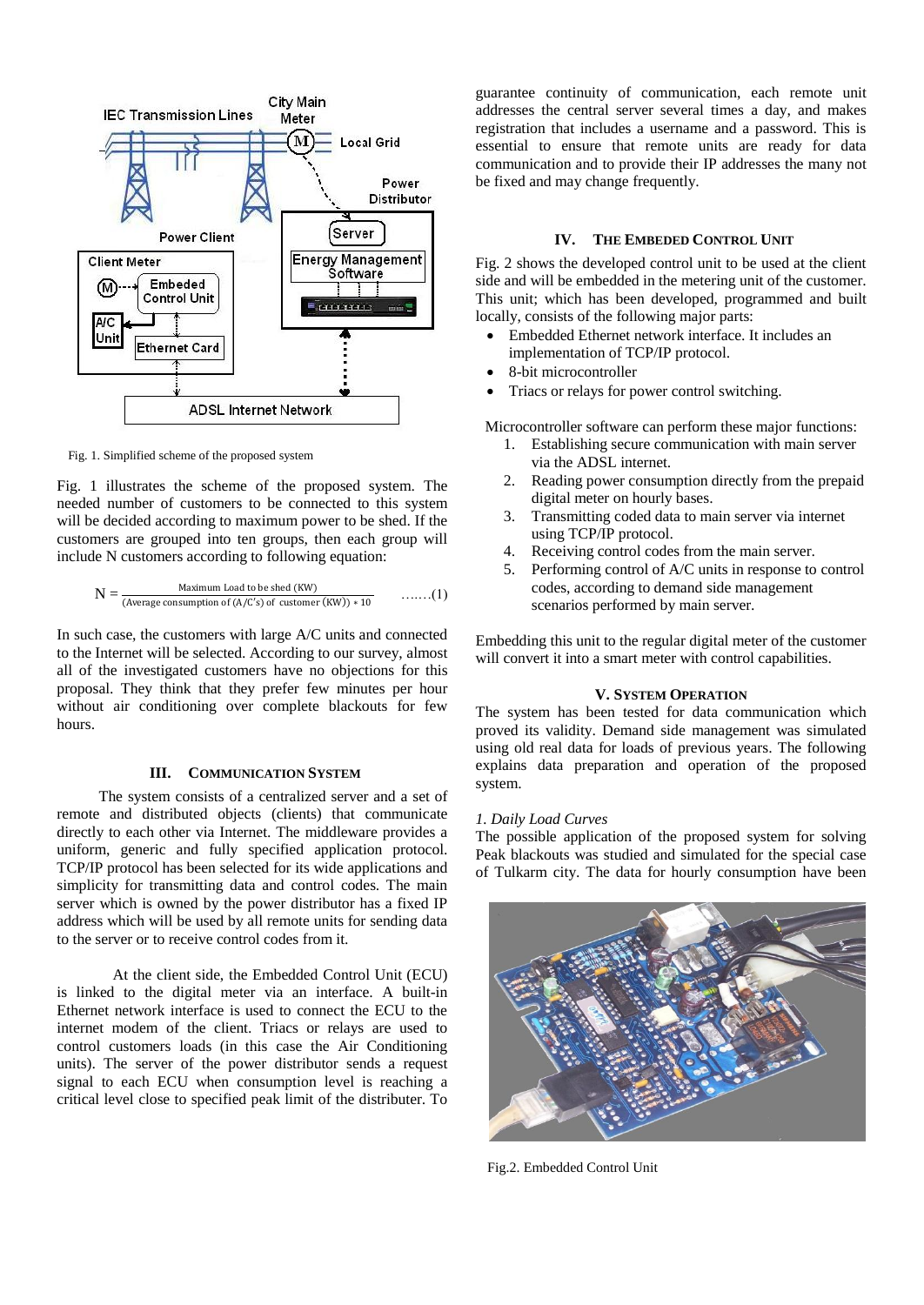Fig. 1. Simplified scheme of the proposed system

Fig. 1 illustrates the scheme of the proposed system. The needed number of customers to be connected to this system will be decided according to maximum power to be shed. If the customers are grouped into ten groups, then each group will include N customers according to following equation:

$$N = \frac{\text{Maximum Load to be shed (KW)}}{(\text{Average consumption of (A/C's) of customer (KW)}) * 10} \quad \text{.......(1)}$$

In such case, the customers with large A/C units and connected to the Internet will be selected. According to our survey, almost all of the investigated customers have no objections for this proposal. They think that they prefer few minutes per hour without air conditioning over complete blackouts for few hours.

## III. Communication System

The system consists of a centralized server and a set of remote and distributed objects (clients) that communicate directly to each other via Internet. The middleware provides a uniform, generic and fully specified application protocol. TCP/IP protocol has been selected for its wide applications and simplicity for transmitting data and control codes. The main server which is owned by the power distributor has a fixed IP address which will be used by all remote units for sending data to the server or to receive control codes from it.

At the client side, the Embedded Control Unit (ECU) is linked to the digital meter via an interface. A built-in Ethernet network interface is used to connect the ECU to the internet modem of the client. Triacs or relays are used to control customers loads (in this case the Air Conditioning units). The server of the power distributor sends a request signal to each ECU when consumption level is reaching a critical level close to specified peak limit of the distributer. To guarantee continuity of communication, each remote unit addresses the central server several times a day, and makes registration that includes a username and a password. This is essential to ensure that remote units are ready for data communication and to provide their IP addresses the many not be fixed and may change frequently.

## IV. The Embeded Control Unit

Fig. 2 shows the developed control unit to be used at the client side and will be embedded in the metering unit of the customer. This unit; which has been developed, programmed and built locally, consists of the following major parts:

- Embedded Ethernet network interface. It includes an implementation of TCP/IP protocol.
- 8-bit microcontroller
- Triacs or relays for power control switching.

Microcontroller software can perform these major functions:

1. Establishing secure communication with main server via the ADSL internet.
2. Reading power consumption directly from the prepaid digital meter on hourly bases.
3. Transmitting coded data to main server via internet using TCP/IP protocol.
4. Receiving control codes from the main server.
5. Performing control of A/C units in response to control codes, according to demand side management scenarios performed by main server.

Embedding this unit to the regular digital meter of the customer will convert it into a smart meter with control capabilities.

## V. System Operation

The system has been tested for data communication which proved its validity. Demand side management was simulated using old real data for loads of previous years. The following explains data preparation and operation of the proposed system.

### *1. Daily Load Curves*

The possible application of the proposed system for solving Peak blackouts was studied and simulated for the special case of Tulkarm city. The data for hourly consumption have been

Fig.2. Embedded Control Unit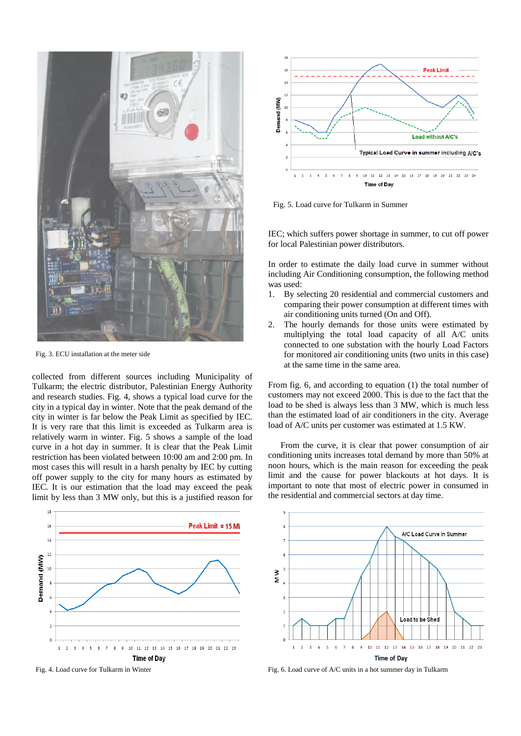Fig. 3. ECU installation at the meter side

collected from different sources including Municipality of Tulkarm; the electric distributor, Palestinian Energy Authority and research studies. Fig. 4, shows a typical load curve for the city in a typical day in winter. Note that the peak demand of the city in winter is far below the Peak Limit as specified by IEC. It is very rare that this limit is exceeded as Tulkarm area is relatively warm in winter. Fig. 5 shows a sample of the load curve in a hot day in summer. It is clear that the Peak Limit restriction has been violated between 10:00 am and 2:00 pm. In most cases this will result in a harsh penalty by IEC by cutting off power supply to the city for many hours as estimated by IEC. It is our estimation that the load may exceed the peak limit by less than 3 MW only, but this is a justified reason for IEC; which suffers power shortage in summer, to cut off power for local Palestinian power distributors.

Fig. 4. Load curve for Tulkarm in Winter

Fig. 5. Load curve for Tulkarm in Summer

In order to estimate the daily load curve in summer without including Air Conditioning consumption, the following method was used:

1. By selecting 20 residential and commercial customers and comparing their power consumption at different times with air conditioning units turned (On and Off).
2. The hourly demands for those units were estimated by multiplying the total load capacity of all A/C units connected to one substation with the hourly Load Factors for monitored air conditioning units (two units in this case) at the same time in the same area.

From fig. 6, and according to equation (1) the total number of customers may not exceed 2000. This is due to the fact that the load to be shed is always less than 3 MW, which is much less than the estimated load of air conditioners in the city. Average load of A/C units per customer was estimated at 1.5 KW.

From the curve, it is clear that power consumption of air conditioning units increases total demand by more than 50% at noon hours, which is the main reason for exceeding the peak limit and the cause for power blackouts at hot days. It is important to note that most of electric power in consumed in the residential and commercial sectors at day time.

Fig. 6. Load curve of A/C units in a hot summer day in Tulkarm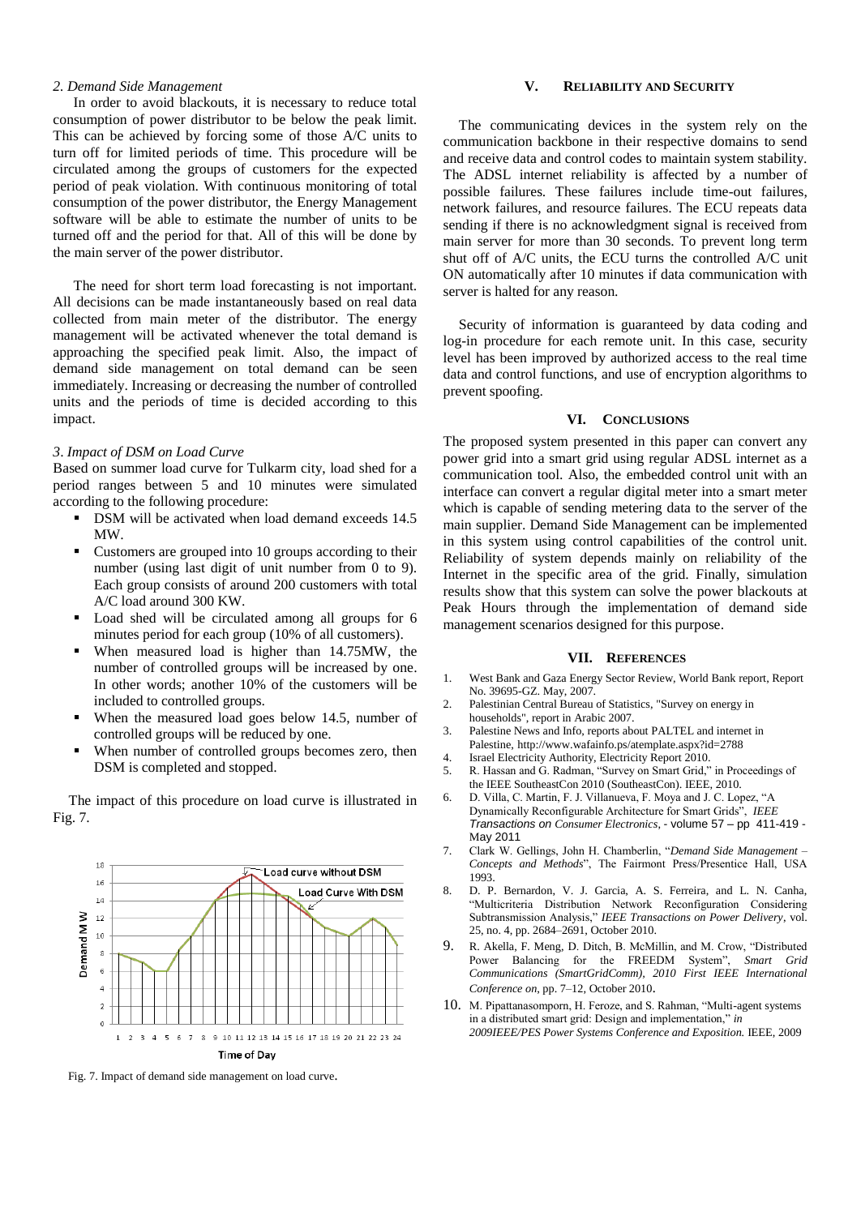### 2. Demand Side Management

In order to avoid blackouts, it is necessary to reduce total consumption of power distributor to be below the peak limit. This can be achieved by forcing some of those A/C units to turn off for limited periods of time. This procedure will be circulated among the groups of customers for the expected period of peak violation. With continuous monitoring of total consumption of the power distributor, the Energy Management software will be able to estimate the number of units to be turned off and the period for that. All of this will be done by the main server of the power distributor.

The need for short term load forecasting is not important. All decisions can be made instantaneously based on real data collected from main meter of the distributor. The energy management will be activated whenever the total demand is approaching the specified peak limit. Also, the impact of demand side management on total demand can be seen immediately. Increasing or decreasing the number of controlled units and the periods of time is decided according to this impact.

### 3. Impact of DSM on Load Curve

Based on summer load curve for Tulkarm city, load shed for a period ranges between 5 and 10 minutes were simulated according to the following procedure:

- DSM will be activated when load demand exceeds 14.5 MW.
- Customers are grouped into 10 groups according to their number (using last digit of unit number from 0 to 9). Each group consists of around 200 customers with total A/C load around 300 KW.
- Load shed will be circulated among all groups for 6 minutes period for each group (10% of all customers).
- When measured load is higher than 14.75MW, the number of controlled groups will be increased by one. In other words; another 10% of the customers will be included to controlled groups.
- When the measured load goes below 14.5, number of controlled groups will be reduced by one.
- When number of controlled groups becomes zero, then DSM is completed and stopped.

The impact of this procedure on load curve is illustrated in Fig. 7.

Load curve without DSM
Load Curve With DSM
Demand M W
0
2
4
6
8
10
12
14
16
18
1 2 3 4 5 6 7 8 9 10 11 12 13 14 15 16 17 18 19 20 21 22 23 24
Time of Day

Fig. 7. Impact of demand side management on load curve.

## V. Reliability and Security

The communicating devices in the system rely on the communication backbone in their respective domains to send and receive data and control codes to maintain system stability. The ADSL internet reliability is affected by a number of possible failures. These failures include time-out failures, network failures, and resource failures. The ECU repeats data sending if there is no acknowledgment signal is received from main server for more than 30 seconds. To prevent long term shut off of A/C units, the ECU turns the controlled A/C unit ON automatically after 10 minutes if data communication with server is halted for any reason.

Security of information is guaranteed by data coding and log-in procedure for each remote unit. In this case, security level has been improved by authorized access to the real time data and control functions, and use of encryption algorithms to prevent spoofing.

## VI. Conclusions

The proposed system presented in this paper can convert any power grid into a smart grid using regular ADSL internet as a communication tool. Also, the embedded control unit with an interface can convert a regular digital meter into a smart meter which is capable of sending metering data to the server of the main supplier. Demand Side Management can be implemented in this system using control capabilities of the control unit. Reliability of system depends mainly on reliability of the Internet in the specific area of the grid. Finally, simulation results show that this system can solve the power blackouts at Peak Hours through the implementation of demand side management scenarios designed for this purpose.

## VII. References

1. West Bank and Gaza Energy Sector Review, World Bank report, Report No. 39695-GZ. May, 2007.
2. Palestinian Central Bureau of Statistics, "Survey on energy in households", report in Arabic 2007.
3. Palestine News and Info, reports about PALTEL and internet in Palestine, http://www.wafainfo.ps/atemplate.aspx?id=2788
4. Israel Electricity Authority, Electricity Report 2010.
5. R. Hassan and G. Radman, "Survey on Smart Grid," in Proceedings of the IEEE SoutheastCon 2010 (SoutheastCon). IEEE, 2010.
6. D. Villa, C. Martin, F. J. Villanueva, F. Moya and J. C. Lopez, "A Dynamically Reconfigurable Architecture for Smart Grids", *IEEE Transactions on Consumer Electronics*, - volume 57 – pp 411-419 - May 2011
7. Clark W. Gellings, John H. Chamberlin, "*Demand Side Management – Concepts and Methods*", The Fairmont Press/Presentice Hall, USA 1993.
8. D. P. Bernardon, V. J. Garcia, A. S. Ferreira, and L. N. Canha, "Multicriteria Distribution Network Reconfiguration Considering Subtransmission Analysis," *IEEE Transactions on Power Delivery*, vol. 25, no. 4, pp. 2684–2691, October 2010.
9. R. Akella, F. Meng, D. Ditch, B. McMillin, and M. Crow, "Distributed Power Balancing for the FREEDM System", *Smart Grid Communications (SmartGridComm), 2010 First IEEE International Conference on*, pp. 7–12, October 2010.
10. M. Pipattanasomporn, H. Feroze, and S. Rahman, "Multi-agent systems in a distributed smart grid: Design and implementation," *in 2009IEEE/PES Power Systems Conference and Exposition.* IEEE, 2009